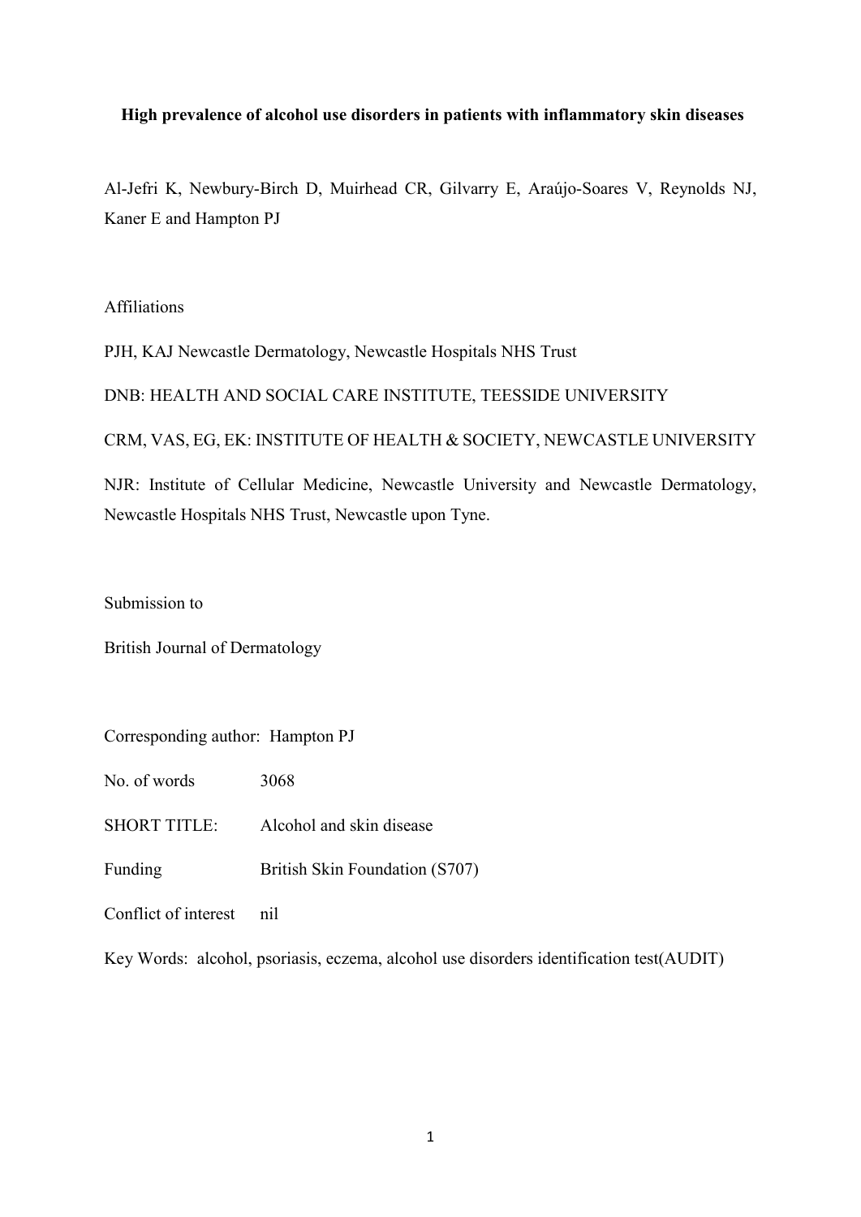# High prevalence of alcohol use disorders in patients with inflammatory skin diseases

Al-Jefri K, Newbury-Birch D, Muirhead CR, Gilvarry E, Araújo-Soares V, Reynolds NJ, Kaner E and Hampton PJ

Affiliations

PJH, KAJ Newcastle Dermatology, Newcastle Hospitals NHS Trust

DNB: HEALTH AND SOCIAL CARE INSTITUTE, TEESSIDE UNIVERSITY

CRM, VAS, EG, EK: INSTITUTE OF HEALTH & SOCIETY, NEWCASTLE UNIVERSITY

NJR: Institute of Cellular Medicine, Newcastle University and Newcastle Dermatology, Newcastle Hospitals NHS Trust, Newcastle upon Tyne.

Submission to

British Journal of Dermatology

Corresponding author: Hampton PJ

No. of words 3068

SHORT TITLE: Alcohol and skin disease

Funding British Skin Foundation (S707)

Conflict of interest nil

Key Words: alcohol, psoriasis, eczema, alcohol use disorders identification test(AUDIT)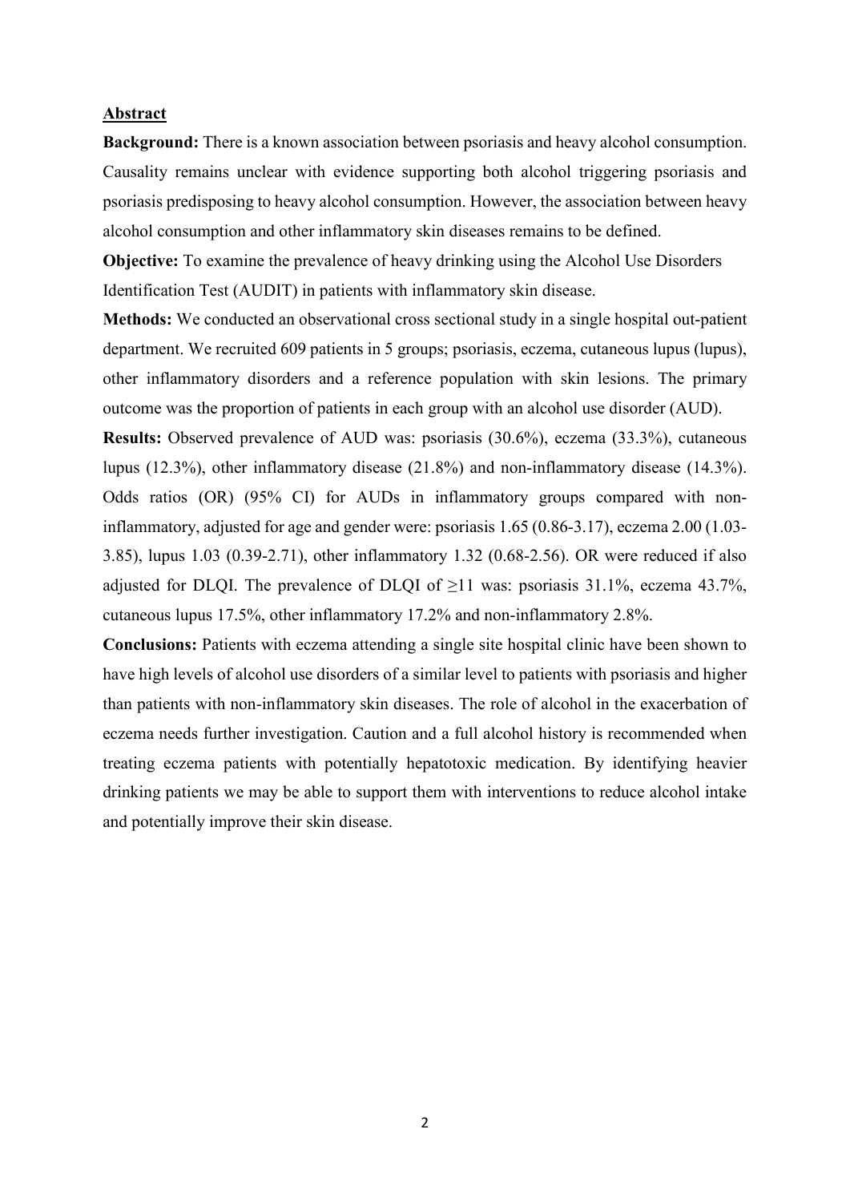## Abstract

**Background:** There is a known association between psoriasis and heavy alcohol consumption. Causality remains unclear with evidence supporting both alcohol triggering psoriasis and psoriasis predisposing to heavy alcohol consumption. However, the association between heavy alcohol consumption and other inflammatory skin diseases remains to be defined.

**Objective:** To examine the prevalence of heavy drinking using the Alcohol Use Disorders Identification Test (AUDIT) in patients with inflammatory skin disease.

**Methods:** We conducted an observational cross sectional study in a single hospital out-patient department. We recruited 609 patients in 5 groups; psoriasis, eczema, cutaneous lupus (lupus), other inflammatory disorders and a reference population with skin lesions. The primary outcome was the proportion of patients in each group with an alcohol use disorder (AUD).

**Results:** Observed prevalence of AUD was: psoriasis (30.6%), eczema (33.3%), cutaneous lupus (12.3%), other inflammatory disease (21.8%) and non-inflammatory disease (14.3%). Odds ratios (OR) (95% CI) for AUDs in inflammatory groups compared with non-inflammatory, adjusted for age and gender were: psoriasis 1.65 (0.86-3.17), eczema 2.00 (1.03-3.85), lupus 1.03 (0.39-2.71), other inflammatory 1.32 (0.68-2.56). OR were reduced if also adjusted for DLQI. The prevalence of DLQI of $\geq 11$ was: psoriasis 31.1%, eczema 43.7%, cutaneous lupus 17.5%, other inflammatory 17.2% and non-inflammatory 2.8%.

**Conclusions:** Patients with eczema attending a single site hospital clinic have been shown to have high levels of alcohol use disorders of a similar level to patients with psoriasis and higher than patients with non-inflammatory skin diseases. The role of alcohol in the exacerbation of eczema needs further investigation. Caution and a full alcohol history is recommended when treating eczema patients with potentially hepatotoxic medication. By identifying heavier drinking patients we may be able to support them with interventions to reduce alcohol intake and potentially improve their skin disease.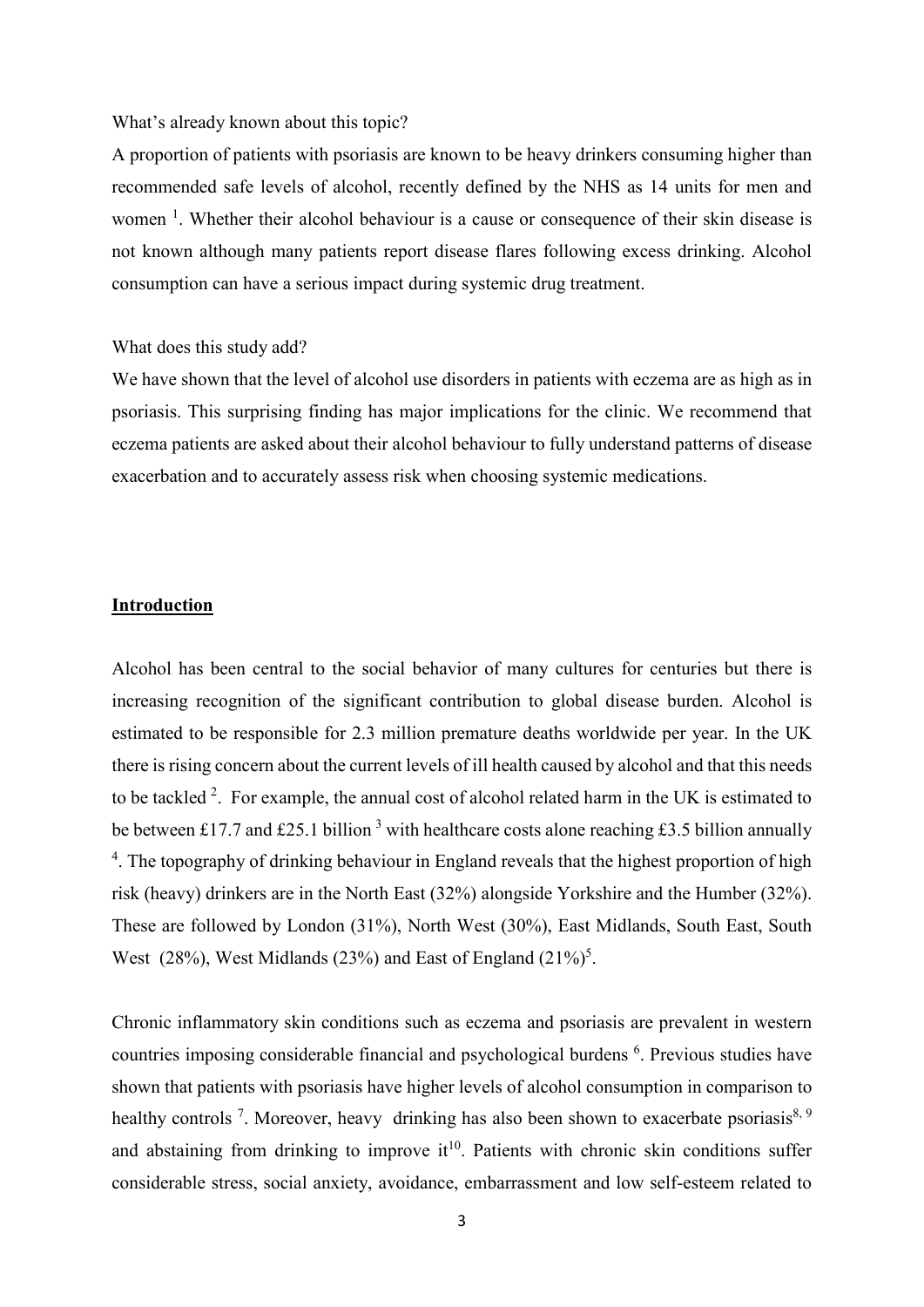What's already known about this topic?

A proportion of patients with psoriasis are known to be heavy drinkers consuming higher than recommended safe levels of alcohol, recently defined by the NHS as 14 units for men and women [1]. Whether their alcohol behaviour is a cause or consequence of their skin disease is not known although many patients report disease flares following excess drinking. Alcohol consumption can have a serious impact during systemic drug treatment.

What does this study add?

We have shown that the level of alcohol use disorders in patients with eczema are as high as in psoriasis. This surprising finding has major implications for the clinic. We recommend that eczema patients are asked about their alcohol behaviour to fully understand patterns of disease exacerbation and to accurately assess risk when choosing systemic medications.

## Introduction

Alcohol has been central to the social behavior of many cultures for centuries but there is increasing recognition of the significant contribution to global disease burden. Alcohol is estimated to be responsible for 2.3 million premature deaths worldwide per year. In the UK there is rising concern about the current levels of ill health caused by alcohol and that this needs to be tackled [2]. For example, the annual cost of alcohol related harm in the UK is estimated to be between £17.7 and £25.1 billion [3] with healthcare costs alone reaching £3.5 billion annually [4]. The topography of drinking behaviour in England reveals that the highest proportion of high risk (heavy) drinkers are in the North East (32%) alongside Yorkshire and the Humber (32%). These are followed by London (31%), North West (30%), East Midlands, South East, South West (28%), West Midlands (23%) and East of England (21%)[5].

Chronic inflammatory skin conditions such as eczema and psoriasis are prevalent in western countries imposing considerable financial and psychological burdens [6]. Previous studies have shown that patients with psoriasis have higher levels of alcohol consumption in comparison to healthy controls [7]. Moreover, heavy drinking has also been shown to exacerbate psoriasis[8, 9] and abstaining from drinking to improve it[10]. Patients with chronic skin conditions suffer considerable stress, social anxiety, avoidance, embarrassment and low self-esteem related to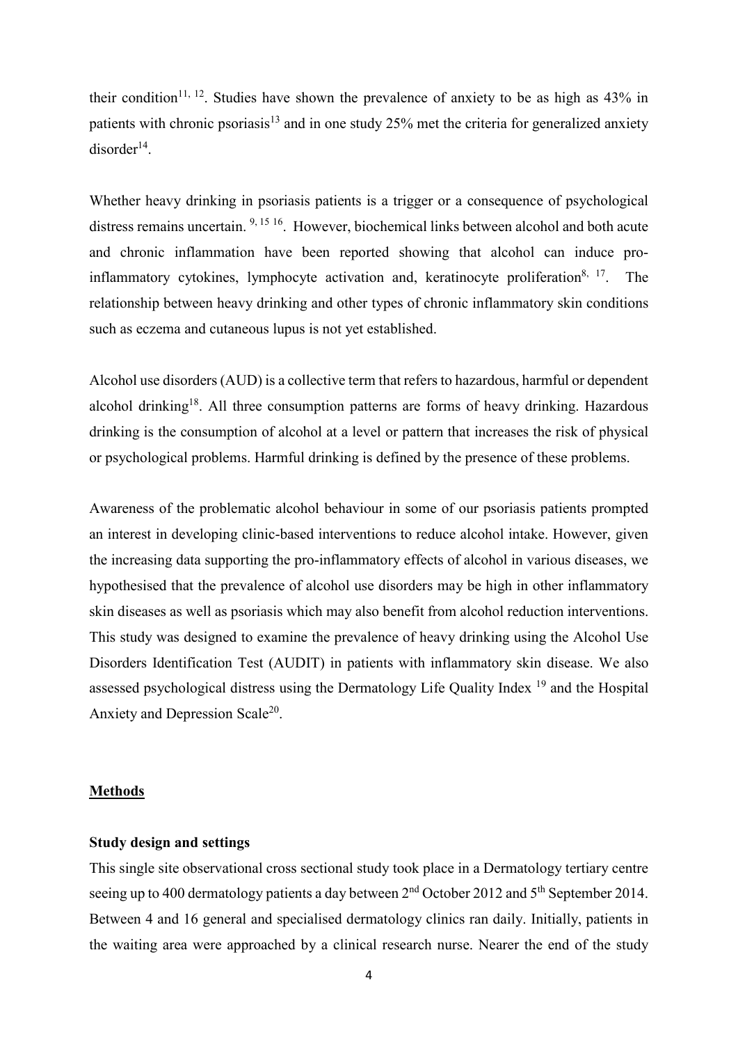their condition[11, 12]. Studies have shown the prevalence of anxiety to be as high as 43% in patients with chronic psoriasis[13] and in one study 25% met the criteria for generalized anxiety disorder[14].

Whether heavy drinking in psoriasis patients is a trigger or a consequence of psychological distress remains uncertain. [9, 15 16]. However, biochemical links between alcohol and both acute and chronic inflammation have been reported showing that alcohol can induce pro-inflammatory cytokines, lymphocyte activation and, keratinocyte proliferation[8, 17]. The relationship between heavy drinking and other types of chronic inflammatory skin conditions such as eczema and cutaneous lupus is not yet established.

Alcohol use disorders (AUD) is a collective term that refers to hazardous, harmful or dependent alcohol drinking[18]. All three consumption patterns are forms of heavy drinking. Hazardous drinking is the consumption of alcohol at a level or pattern that increases the risk of physical or psychological problems. Harmful drinking is defined by the presence of these problems.

Awareness of the problematic alcohol behaviour in some of our psoriasis patients prompted an interest in developing clinic-based interventions to reduce alcohol intake. However, given the increasing data supporting the pro-inflammatory effects of alcohol in various diseases, we hypothesised that the prevalence of alcohol use disorders may be high in other inflammatory skin diseases as well as psoriasis which may also benefit from alcohol reduction interventions. This study was designed to examine the prevalence of heavy drinking using the Alcohol Use Disorders Identification Test (AUDIT) in patients with inflammatory skin disease. We also assessed psychological distress using the Dermatology Life Quality Index [19] and the Hospital Anxiety and Depression Scale[20].

## Methods

### Study design and settings

This single site observational cross sectional study took place in a Dermatology tertiary centre seeing up to 400 dermatology patients a day between 2nd October 2012 and 5th September 2014. Between 4 and 16 general and specialised dermatology clinics ran daily. Initially, patients in the waiting area were approached by a clinical research nurse. Nearer the end of the study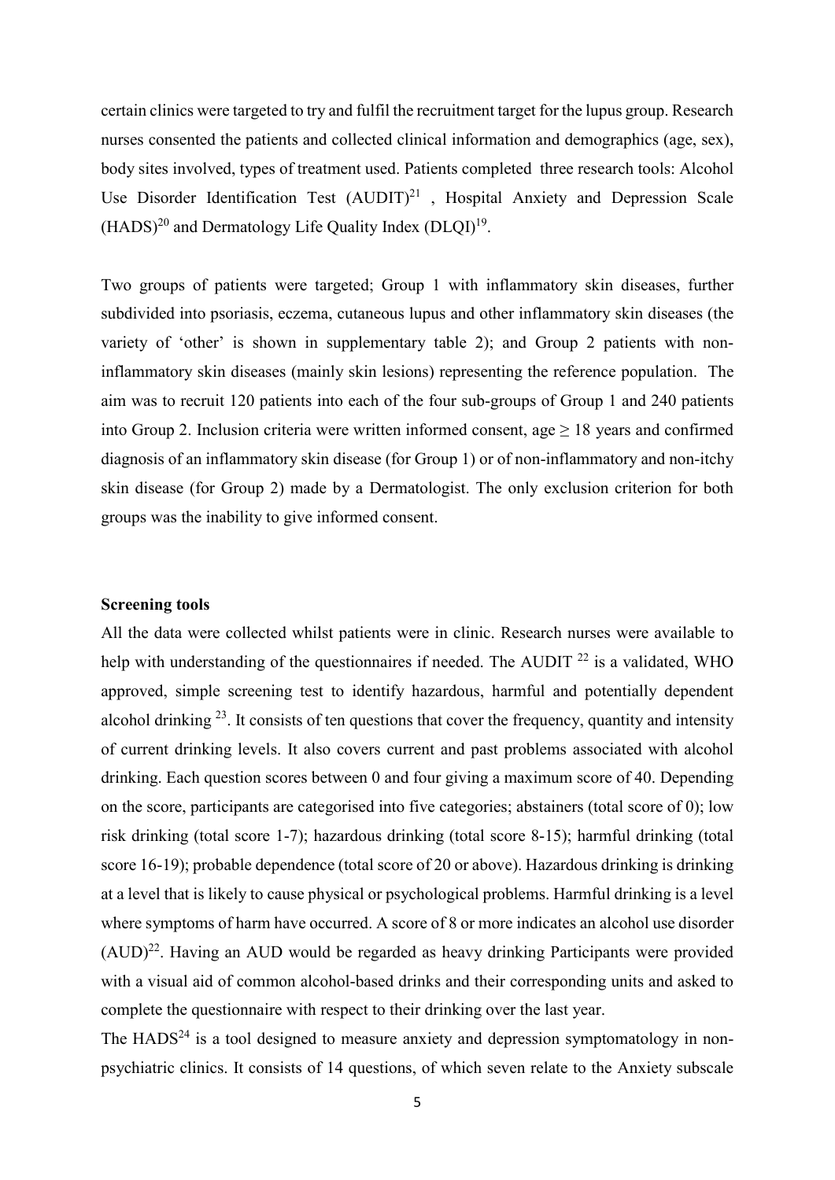certain clinics were targeted to try and fulfil the recruitment target for the lupus group. Research nurses consented the patients and collected clinical information and demographics (age, sex), body sites involved, types of treatment used. Patients completed three research tools: Alcohol Use Disorder Identification Test (AUDIT)[21] , Hospital Anxiety and Depression Scale (HADS)[20] and Dermatology Life Quality Index (DLQI)[19].

Two groups of patients were targeted; Group 1 with inflammatory skin diseases, further subdivided into psoriasis, eczema, cutaneous lupus and other inflammatory skin diseases (the variety of 'other' is shown in supplementary table 2); and Group 2 patients with non-inflammatory skin diseases (mainly skin lesions) representing the reference population. The aim was to recruit 120 patients into each of the four sub-groups of Group 1 and 240 patients into Group 2. Inclusion criteria were written informed consent, age ≥ 18 years and confirmed diagnosis of an inflammatory skin disease (for Group 1) or of non-inflammatory and non-itchy skin disease (for Group 2) made by a Dermatologist. The only exclusion criterion for both groups was the inability to give informed consent.

**Screening tools**

All the data were collected whilst patients were in clinic. Research nurses were available to help with understanding of the questionnaires if needed. The AUDIT [22] is a validated, WHO approved, simple screening test to identify hazardous, harmful and potentially dependent alcohol drinking [23]. It consists of ten questions that cover the frequency, quantity and intensity of current drinking levels. It also covers current and past problems associated with alcohol drinking. Each question scores between 0 and four giving a maximum score of 40. Depending on the score, participants are categorised into five categories; abstainers (total score of 0); low risk drinking (total score 1-7); hazardous drinking (total score 8-15); harmful drinking (total score 16-19); probable dependence (total score of 20 or above). Hazardous drinking is drinking at a level that is likely to cause physical or psychological problems. Harmful drinking is a level where symptoms of harm have occurred. A score of 8 or more indicates an alcohol use disorder (AUD)[22]. Having an AUD would be regarded as heavy drinking Participants were provided with a visual aid of common alcohol-based drinks and their corresponding units and asked to complete the questionnaire with respect to their drinking over the last year.

The HADS[24] is a tool designed to measure anxiety and depression symptomatology in non-psychiatric clinics. It consists of 14 questions, of which seven relate to the Anxiety subscale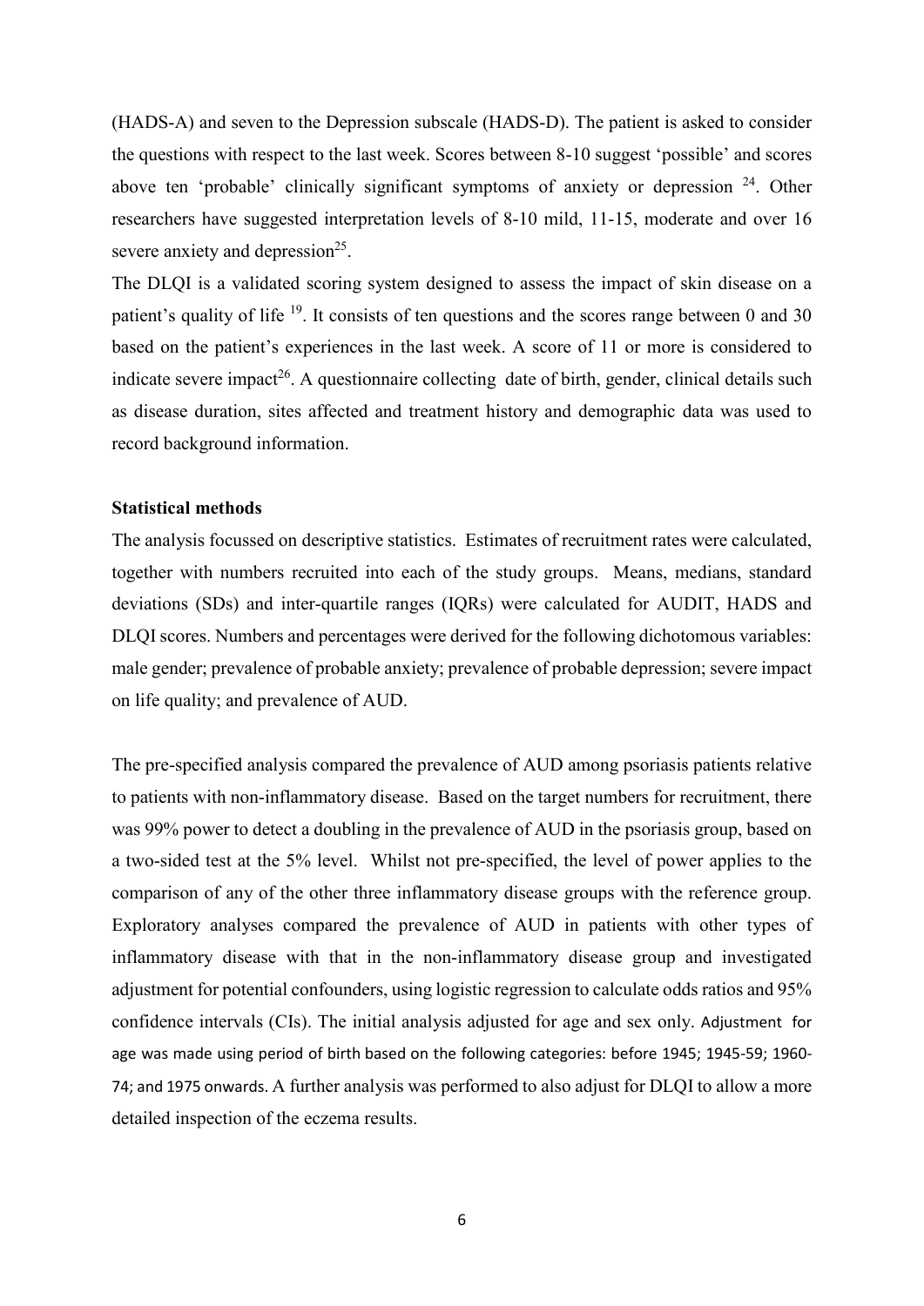(HADS-A) and seven to the Depression subscale (HADS-D). The patient is asked to consider the questions with respect to the last week. Scores between 8-10 suggest 'possible' and scores above ten 'probable' clinically significant symptoms of anxiety or depression [24]. Other researchers have suggested interpretation levels of 8-10 mild, 11-15, moderate and over 16 severe anxiety and depression[25].

The DLQI is a validated scoring system designed to assess the impact of skin disease on a patient's quality of life [19]. It consists of ten questions and the scores range between 0 and 30 based on the patient's experiences in the last week. A score of 11 or more is considered to indicate severe impact[26]. A questionnaire collecting date of birth, gender, clinical details such as disease duration, sites affected and treatment history and demographic data was used to record background information.

### Statistical methods

The analysis focussed on descriptive statistics. Estimates of recruitment rates were calculated, together with numbers recruited into each of the study groups. Means, medians, standard deviations (SDs) and inter-quartile ranges (IQRs) were calculated for AUDIT, HADS and DLQI scores. Numbers and percentages were derived for the following dichotomous variables: male gender; prevalence of probable anxiety; prevalence of probable depression; severe impact on life quality; and prevalence of AUD.

The pre-specified analysis compared the prevalence of AUD among psoriasis patients relative to patients with non-inflammatory disease. Based on the target numbers for recruitment, there was 99% power to detect a doubling in the prevalence of AUD in the psoriasis group, based on a two-sided test at the 5% level. Whilst not pre-specified, the level of power applies to the comparison of any of the other three inflammatory disease groups with the reference group. Exploratory analyses compared the prevalence of AUD in patients with other types of inflammatory disease with that in the non-inflammatory disease group and investigated adjustment for potential confounders, using logistic regression to calculate odds ratios and 95% confidence intervals (CIs). The initial analysis adjusted for age and sex only. Adjustment for age was made using period of birth based on the following categories: before 1945; 1945-59; 1960-74; and 1975 onwards. A further analysis was performed to also adjust for DLQI to allow a more detailed inspection of the eczema results.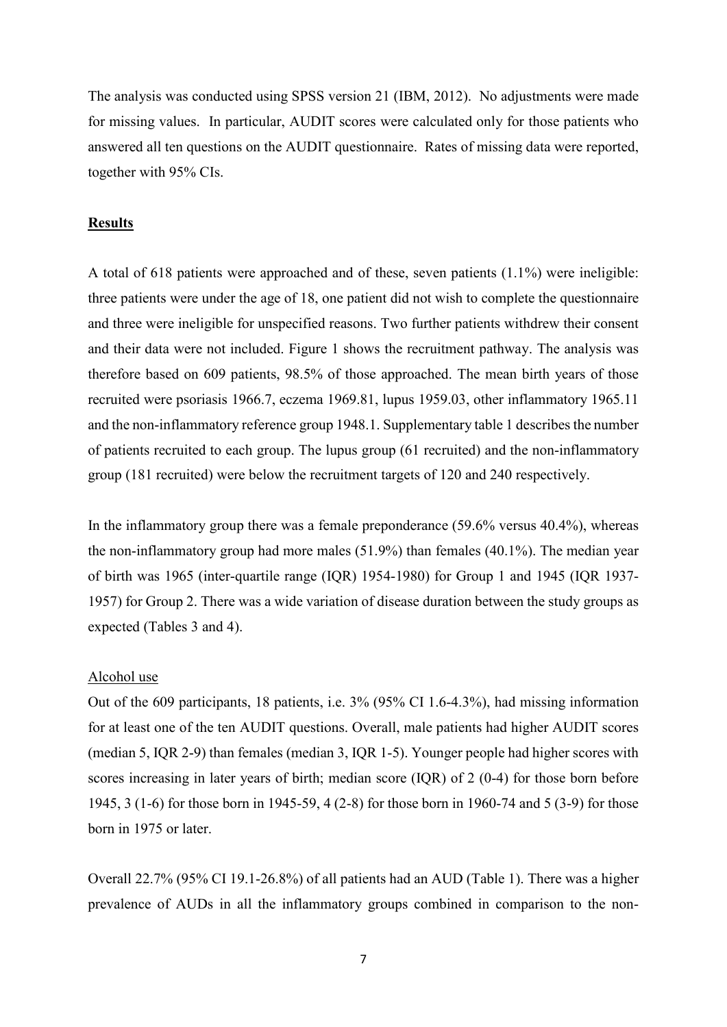The analysis was conducted using SPSS version 21 (IBM, 2012). No adjustments were made for missing values. In particular, AUDIT scores were calculated only for those patients who answered all ten questions on the AUDIT questionnaire. Rates of missing data were reported, together with 95% CIs.

## Results

A total of 618 patients were approached and of these, seven patients (1.1%) were ineligible: three patients were under the age of 18, one patient did not wish to complete the questionnaire and three were ineligible for unspecified reasons. Two further patients withdrew their consent and their data were not included. Figure 1 shows the recruitment pathway. The analysis was therefore based on 609 patients, 98.5% of those approached. The mean birth years of those recruited were psoriasis 1966.7, eczema 1969.81, lupus 1959.03, other inflammatory 1965.11 and the non-inflammatory reference group 1948.1. Supplementary table 1 describes the number of patients recruited to each group. The lupus group (61 recruited) and the non-inflammatory group (181 recruited) were below the recruitment targets of 120 and 240 respectively.

In the inflammatory group there was a female preponderance (59.6% versus 40.4%), whereas the non-inflammatory group had more males (51.9%) than females (40.1%). The median year of birth was 1965 (inter-quartile range (IQR) 1954-1980) for Group 1 and 1945 (IQR 1937-1957) for Group 2. There was a wide variation of disease duration between the study groups as expected (Tables 3 and 4).

### Alcohol use

Out of the 609 participants, 18 patients, i.e. 3% (95% CI 1.6-4.3%), had missing information for at least one of the ten AUDIT questions. Overall, male patients had higher AUDIT scores (median 5, IQR 2-9) than females (median 3, IQR 1-5). Younger people had higher scores with scores increasing in later years of birth; median score (IQR) of 2 (0-4) for those born before 1945, 3 (1-6) for those born in 1945-59, 4 (2-8) for those born in 1960-74 and 5 (3-9) for those born in 1975 or later.

Overall 22.7% (95% CI 19.1-26.8%) of all patients had an AUD (Table 1). There was a higher prevalence of AUDs in all the inflammatory groups combined in comparison to the non-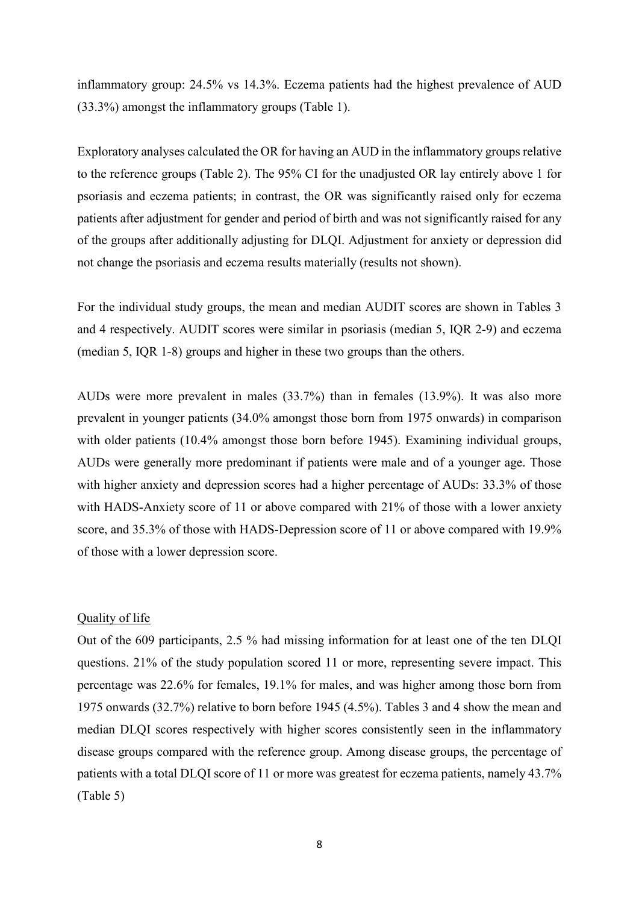inflammatory group: 24.5% vs 14.3%. Eczema patients had the highest prevalence of AUD (33.3%) amongst the inflammatory groups (Table 1).

Exploratory analyses calculated the OR for having an AUD in the inflammatory groups relative to the reference groups (Table 2). The 95% CI for the unadjusted OR lay entirely above 1 for psoriasis and eczema patients; in contrast, the OR was significantly raised only for eczema patients after adjustment for gender and period of birth and was not significantly raised for any of the groups after additionally adjusting for DLQI. Adjustment for anxiety or depression did not change the psoriasis and eczema results materially (results not shown).

For the individual study groups, the mean and median AUDIT scores are shown in Tables 3 and 4 respectively. AUDIT scores were similar in psoriasis (median 5, IQR 2-9) and eczema (median 5, IQR 1-8) groups and higher in these two groups than the others.

AUDs were more prevalent in males (33.7%) than in females (13.9%). It was also more prevalent in younger patients (34.0% amongst those born from 1975 onwards) in comparison with older patients (10.4% amongst those born before 1945). Examining individual groups, AUDs were generally more predominant if patients were male and of a younger age. Those with higher anxiety and depression scores had a higher percentage of AUDs: 33.3% of those with HADS-Anxiety score of 11 or above compared with 21% of those with a lower anxiety score, and 35.3% of those with HADS-Depression score of 11 or above compared with 19.9% of those with a lower depression score.

## Quality of life

Out of the 609 participants, 2.5 % had missing information for at least one of the ten DLQI questions. 21% of the study population scored 11 or more, representing severe impact. This percentage was 22.6% for females, 19.1% for males, and was higher among those born from 1975 onwards (32.7%) relative to born before 1945 (4.5%). Tables 3 and 4 show the mean and median DLQI scores respectively with higher scores consistently seen in the inflammatory disease groups compared with the reference group. Among disease groups, the percentage of patients with a total DLQI score of 11 or more was greatest for eczema patients, namely 43.7% (Table 5)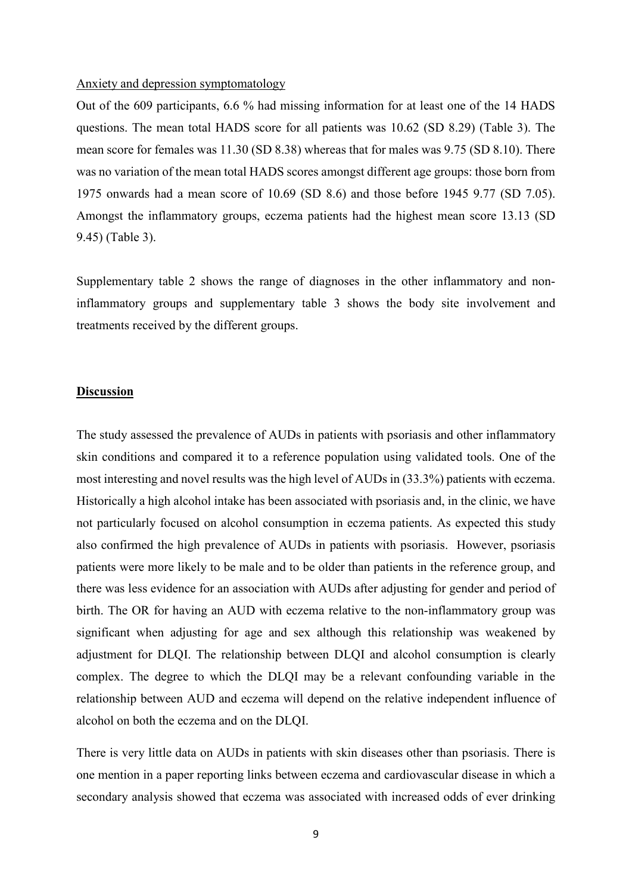Anxiety and depression symptomatology

Out of the 609 participants, 6.6 % had missing information for at least one of the 14 HADS questions. The mean total HADS score for all patients was 10.62 (SD 8.29) (Table 3). The mean score for females was 11.30 (SD 8.38) whereas that for males was 9.75 (SD 8.10). There was no variation of the mean total HADS scores amongst different age groups: those born from 1975 onwards had a mean score of 10.69 (SD 8.6) and those before 1945 9.77 (SD 7.05). Amongst the inflammatory groups, eczema patients had the highest mean score 13.13 (SD 9.45) (Table 3).

Supplementary table 2 shows the range of diagnoses in the other inflammatory and non-inflammatory groups and supplementary table 3 shows the body site involvement and treatments received by the different groups.

## **Discussion**

The study assessed the prevalence of AUDs in patients with psoriasis and other inflammatory skin conditions and compared it to a reference population using validated tools. One of the most interesting and novel results was the high level of AUDs in (33.3%) patients with eczema. Historically a high alcohol intake has been associated with psoriasis and, in the clinic, we have not particularly focused on alcohol consumption in eczema patients. As expected this study also confirmed the high prevalence of AUDs in patients with psoriasis. However, psoriasis patients were more likely to be male and to be older than patients in the reference group, and there was less evidence for an association with AUDs after adjusting for gender and period of birth. The OR for having an AUD with eczema relative to the non-inflammatory group was significant when adjusting for age and sex although this relationship was weakened by adjustment for DLQI. The relationship between DLQI and alcohol consumption is clearly complex. The degree to which the DLQI may be a relevant confounding variable in the relationship between AUD and eczema will depend on the relative independent influence of alcohol on both the eczema and on the DLQI.

There is very little data on AUDs in patients with skin diseases other than psoriasis. There is one mention in a paper reporting links between eczema and cardiovascular disease in which a secondary analysis showed that eczema was associated with increased odds of ever drinking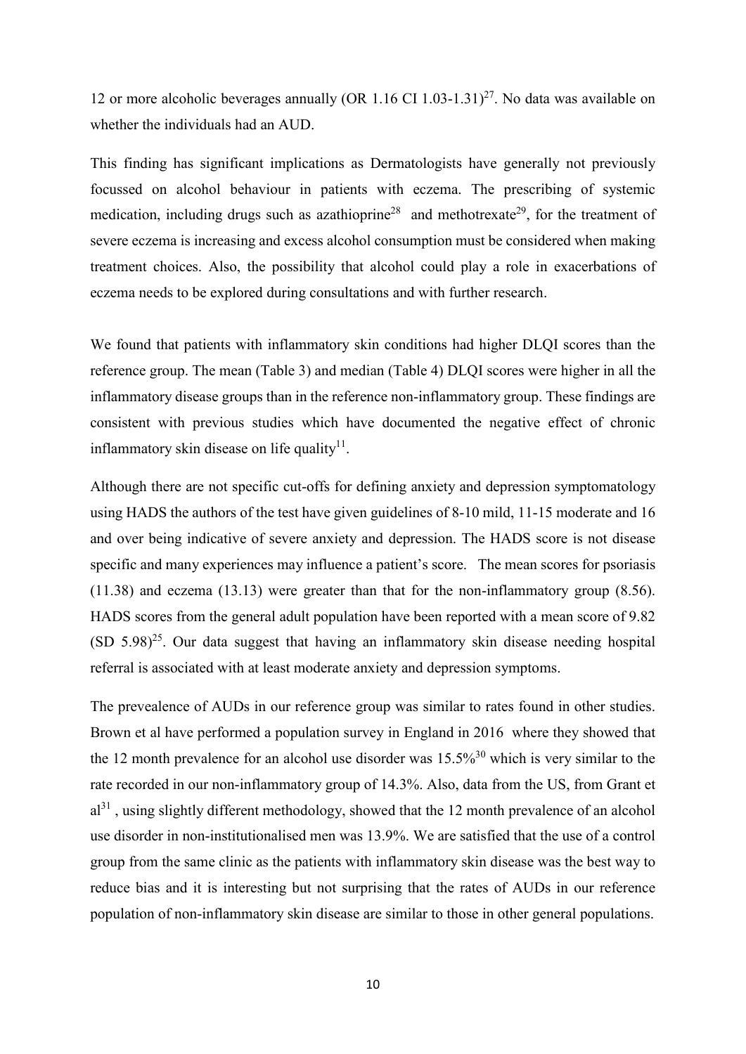12 or more alcoholic beverages annually (OR 1.16 CI 1.03-1.31)[27]. No data was available on whether the individuals had an AUD.

This finding has significant implications as Dermatologists have generally not previously focussed on alcohol behaviour in patients with eczema. The prescribing of systemic medication, including drugs such as azathioprine[28] and methotrexate[29], for the treatment of severe eczema is increasing and excess alcohol consumption must be considered when making treatment choices. Also, the possibility that alcohol could play a role in exacerbations of eczema needs to be explored during consultations and with further research.

We found that patients with inflammatory skin conditions had higher DLQI scores than the reference group. The mean (Table 3) and median (Table 4) DLQI scores were higher in all the inflammatory disease groups than in the reference non-inflammatory group. These findings are consistent with previous studies which have documented the negative effect of chronic inflammatory skin disease on life quality[11].

Although there are not specific cut-offs for defining anxiety and depression symptomatology using HADS the authors of the test have given guidelines of 8-10 mild, 11-15 moderate and 16 and over being indicative of severe anxiety and depression. The HADS score is not disease specific and many experiences may influence a patient's score. The mean scores for psoriasis (11.38) and eczema (13.13) were greater than that for the non-inflammatory group (8.56). HADS scores from the general adult population have been reported with a mean score of 9.82 (SD 5.98)[25]. Our data suggest that having an inflammatory skin disease needing hospital referral is associated with at least moderate anxiety and depression symptoms.

The prevealence of AUDs in our reference group was similar to rates found in other studies. Brown et al have performed a population survey in England in 2016 where they showed that the 12 month prevalence for an alcohol use disorder was 15.5%[30] which is very similar to the rate recorded in our non-inflammatory group of 14.3%. Also, data from the US, from Grant et al[31], using slightly different methodology, showed that the 12 month prevalence of an alcohol use disorder in non-institutionalised men was 13.9%. We are satisfied that the use of a control group from the same clinic as the patients with inflammatory skin disease was the best way to reduce bias and it is interesting but not surprising that the rates of AUDs in our reference population of non-inflammatory skin disease are similar to those in other general populations.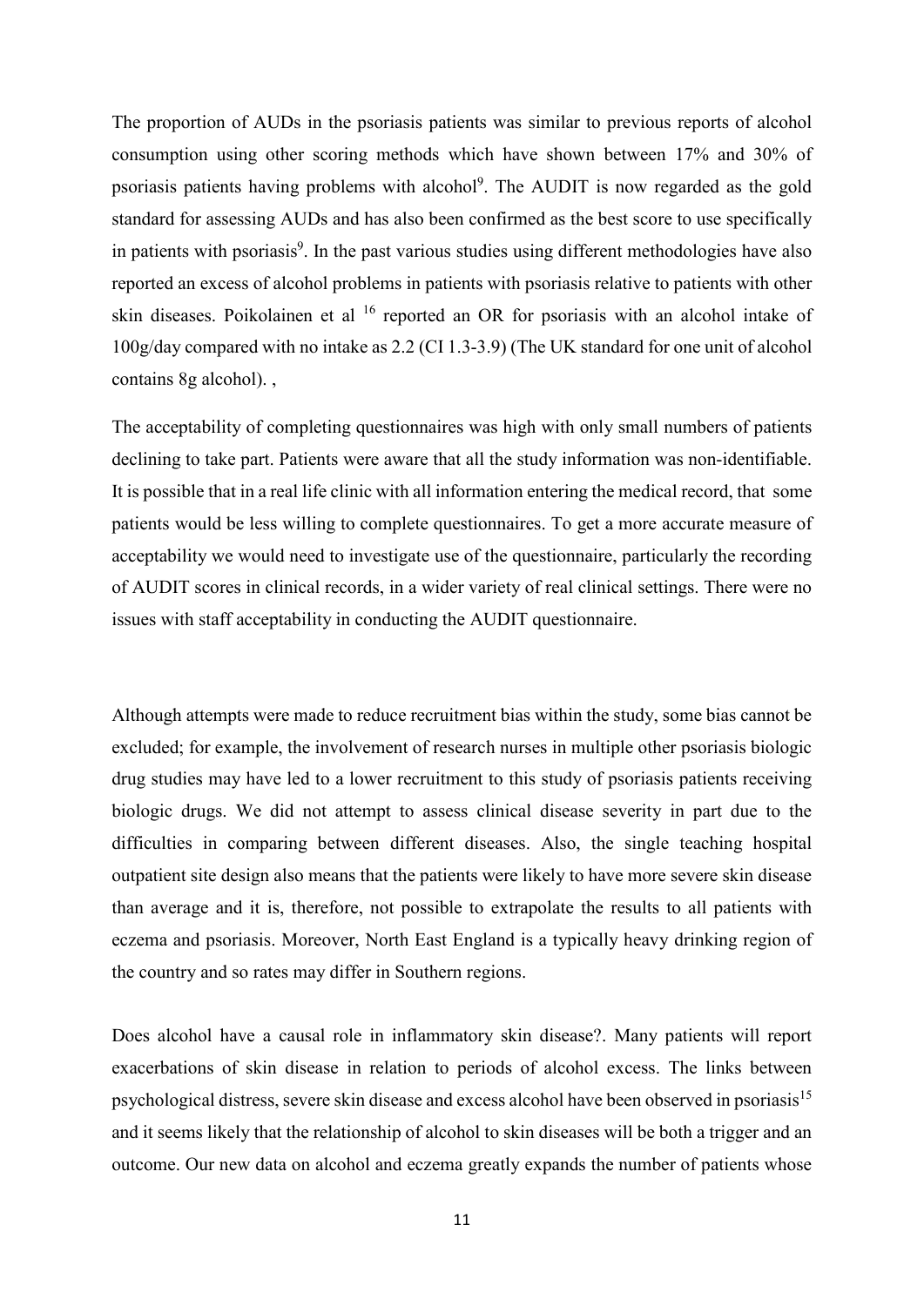The proportion of AUDs in the psoriasis patients was similar to previous reports of alcohol consumption using other scoring methods which have shown between 17% and 30% of psoriasis patients having problems with alcohol[9]. The AUDIT is now regarded as the gold standard for assessing AUDs and has also been confirmed as the best score to use specifically in patients with psoriasis[9]. In the past various studies using different methodologies have also reported an excess of alcohol problems in patients with psoriasis relative to patients with other skin diseases. Poikolainen et al [16] reported an OR for psoriasis with an alcohol intake of 100g/day compared with no intake as 2.2 (CI 1.3-3.9) (The UK standard for one unit of alcohol contains 8g alcohol). ,

The acceptability of completing questionnaires was high with only small numbers of patients declining to take part. Patients were aware that all the study information was non-identifiable. It is possible that in a real life clinic with all information entering the medical record, that some patients would be less willing to complete questionnaires. To get a more accurate measure of acceptability we would need to investigate use of the questionnaire, particularly the recording of AUDIT scores in clinical records, in a wider variety of real clinical settings. There were no issues with staff acceptability in conducting the AUDIT questionnaire.

Although attempts were made to reduce recruitment bias within the study, some bias cannot be excluded; for example, the involvement of research nurses in multiple other psoriasis biologic drug studies may have led to a lower recruitment to this study of psoriasis patients receiving biologic drugs. We did not attempt to assess clinical disease severity in part due to the difficulties in comparing between different diseases. Also, the single teaching hospital outpatient site design also means that the patients were likely to have more severe skin disease than average and it is, therefore, not possible to extrapolate the results to all patients with eczema and psoriasis. Moreover, North East England is a typically heavy drinking region of the country and so rates may differ in Southern regions.

Does alcohol have a causal role in inflammatory skin disease?. Many patients will report exacerbations of skin disease in relation to periods of alcohol excess. The links between psychological distress, severe skin disease and excess alcohol have been observed in psoriasis[15] and it seems likely that the relationship of alcohol to skin diseases will be both a trigger and an outcome. Our new data on alcohol and eczema greatly expands the number of patients whose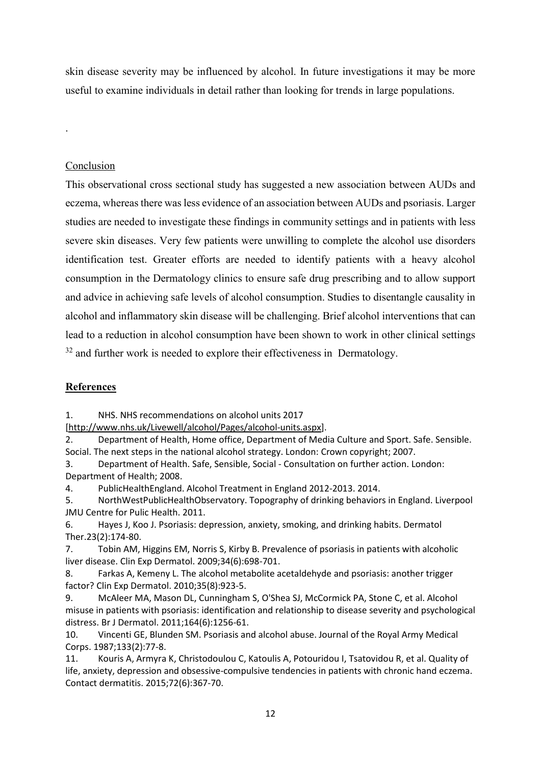skin disease severity may be influenced by alcohol. In future investigations it may be more useful to examine individuals in detail rather than looking for trends in large populations.

.

## Conclusion

This observational cross sectional study has suggested a new association between AUDs and eczema, whereas there was less evidence of an association between AUDs and psoriasis. Larger studies are needed to investigate these findings in community settings and in patients with less severe skin diseases. Very few patients were unwilling to complete the alcohol use disorders identification test. Greater efforts are needed to identify patients with a heavy alcohol consumption in the Dermatology clinics to ensure safe drug prescribing and to allow support and advice in achieving safe levels of alcohol consumption. Studies to disentangle causality in alcohol and inflammatory skin disease will be challenging. Brief alcohol interventions that can lead to a reduction in alcohol consumption have been shown to work in other clinical settings [32] and further work is needed to explore their effectiveness in Dermatology.

## References

1. NHS. NHS recommendations on alcohol units 2017 [http://www.nhs.uk/Livewell/alcohol/Pages/alcohol-units.aspx].
2. Department of Health, Home office, Department of Media Culture and Sport. Safe. Sensible. Social. The next steps in the national alcohol strategy. London: Crown copyright; 2007.
3. Department of Health. Safe, Sensible, Social - Consultation on further action. London: Department of Health; 2008.
4. PublicHealthEngland. Alcohol Treatment in England 2012-2013. 2014.
5. NorthWestPublicHealthObservatory. Topography of drinking behaviors in England. Liverpool JMU Centre for Pulic Health. 2011.
6. Hayes J, Koo J. Psoriasis: depression, anxiety, smoking, and drinking habits. Dermatol Ther.23(2):174-80.
7. Tobin AM, Higgins EM, Norris S, Kirby B. Prevalence of psoriasis in patients with alcoholic liver disease. Clin Exp Dermatol. 2009;34(6):698-701.
8. Farkas A, Kemeny L. The alcohol metabolite acetaldehyde and psoriasis: another trigger factor? Clin Exp Dermatol. 2010;35(8):923-5.
9. McAleer MA, Mason DL, Cunningham S, O'Shea SJ, McCormick PA, Stone C, et al. Alcohol misuse in patients with psoriasis: identification and relationship to disease severity and psychological distress. Br J Dermatol. 2011;164(6):1256-61.
10. Vincenti GE, Blunden SM. Psoriasis and alcohol abuse. Journal of the Royal Army Medical Corps. 1987;133(2):77-8.
11. Kouris A, Armyra K, Christodoulou C, Katoulis A, Potouridou I, Tsatovidou R, et al. Quality of life, anxiety, depression and obsessive-compulsive tendencies in patients with chronic hand eczema. Contact dermatitis. 2015;72(6):367-70.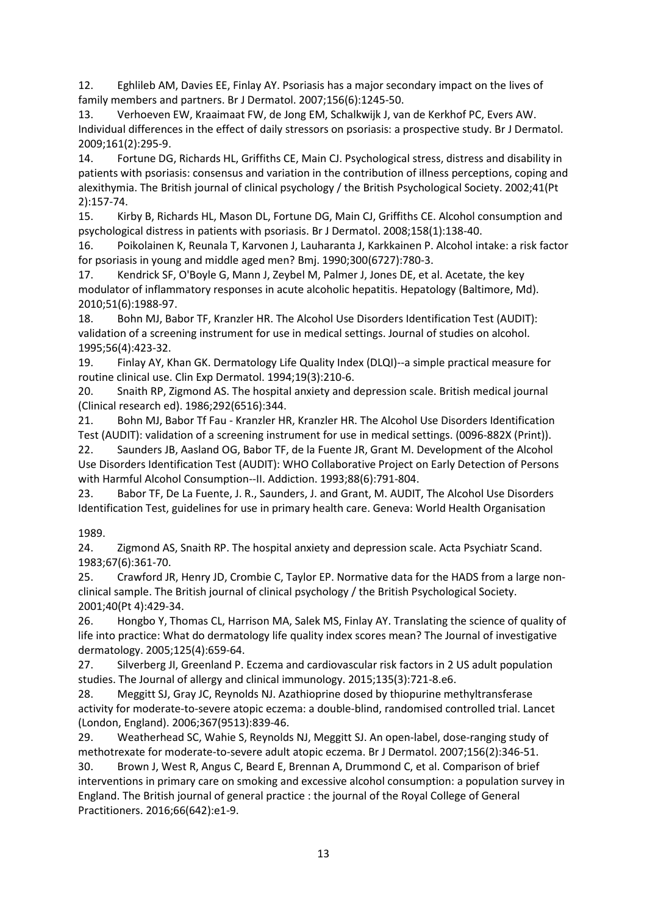12. Eghlileb AM, Davies EE, Finlay AY. Psoriasis has a major secondary impact on the lives of family members and partners. Br J Dermatol. 2007;156(6):1245-50.
13. Verhoeven EW, Kraaimaat FW, de Jong EM, Schalkwijk J, van de Kerkhof PC, Evers AW. Individual differences in the effect of daily stressors on psoriasis: a prospective study. Br J Dermatol. 2009;161(2):295-9.
14. Fortune DG, Richards HL, Griffiths CE, Main CJ. Psychological stress, distress and disability in patients with psoriasis: consensus and variation in the contribution of illness perceptions, coping and alexithymia. The British journal of clinical psychology / the British Psychological Society. 2002;41(Pt 2):157-74.
15. Kirby B, Richards HL, Mason DL, Fortune DG, Main CJ, Griffiths CE. Alcohol consumption and psychological distress in patients with psoriasis. Br J Dermatol. 2008;158(1):138-40.
16. Poikolainen K, Reunala T, Karvonen J, Lauharanta J, Karkkainen P. Alcohol intake: a risk factor for psoriasis in young and middle aged men? Bmj. 1990;300(6727):780-3.
17. Kendrick SF, O'Boyle G, Mann J, Zeybel M, Palmer J, Jones DE, et al. Acetate, the key modulator of inflammatory responses in acute alcoholic hepatitis. Hepatology (Baltimore, Md). 2010;51(6):1988-97.
18. Bohn MJ, Babor TF, Kranzler HR. The Alcohol Use Disorders Identification Test (AUDIT): validation of a screening instrument for use in medical settings. Journal of studies on alcohol. 1995;56(4):423-32.
19. Finlay AY, Khan GK. Dermatology Life Quality Index (DLQI)--a simple practical measure for routine clinical use. Clin Exp Dermatol. 1994;19(3):210-6.
20. Snaith RP, Zigmond AS. The hospital anxiety and depression scale. British medical journal (Clinical research ed). 1986;292(6516):344.
21. Bohn MJ, Babor Tf Fau - Kranzler HR, Kranzler HR. The Alcohol Use Disorders Identification Test (AUDIT): validation of a screening instrument for use in medical settings. (0096-882X (Print)).
22. Saunders JB, Aasland OG, Babor TF, de la Fuente JR, Grant M. Development of the Alcohol Use Disorders Identification Test (AUDIT): WHO Collaborative Project on Early Detection of Persons with Harmful Alcohol Consumption--II. Addiction. 1993;88(6):791-804.
23. Babor TF, De La Fuente, J. R., Saunders, J. and Grant, M. AUDIT, The Alcohol Use Disorders Identification Test, guidelines for use in primary health care. Geneva: World Health Organisation

1989.
24. Zigmond AS, Snaith RP. The hospital anxiety and depression scale. Acta Psychiatr Scand. 1983;67(6):361-70.
25. Crawford JR, Henry JD, Crombie C, Taylor EP. Normative data for the HADS from a large non-clinical sample. The British journal of clinical psychology / the British Psychological Society. 2001;40(Pt 4):429-34.
26. Hongbo Y, Thomas CL, Harrison MA, Salek MS, Finlay AY. Translating the science of quality of life into practice: What do dermatology life quality index scores mean? The Journal of investigative dermatology. 2005;125(4):659-64.
27. Silverberg JI, Greenland P. Eczema and cardiovascular risk factors in 2 US adult population studies. The Journal of allergy and clinical immunology. 2015;135(3):721-8.e6.
28. Meggitt SJ, Gray JC, Reynolds NJ. Azathioprine dosed by thiopurine methyltransferase activity for moderate-to-severe atopic eczema: a double-blind, randomised controlled trial. Lancet (London, England). 2006;367(9513):839-46.
29. Weatherhead SC, Wahie S, Reynolds NJ, Meggitt SJ. An open-label, dose-ranging study of methotrexate for moderate-to-severe adult atopic eczema. Br J Dermatol. 2007;156(2):346-51.
30. Brown J, West R, Angus C, Beard E, Brennan A, Drummond C, et al. Comparison of brief interventions in primary care on smoking and excessive alcohol consumption: a population survey in England. The British journal of general practice : the journal of the Royal College of General Practitioners. 2016;66(642):e1-9.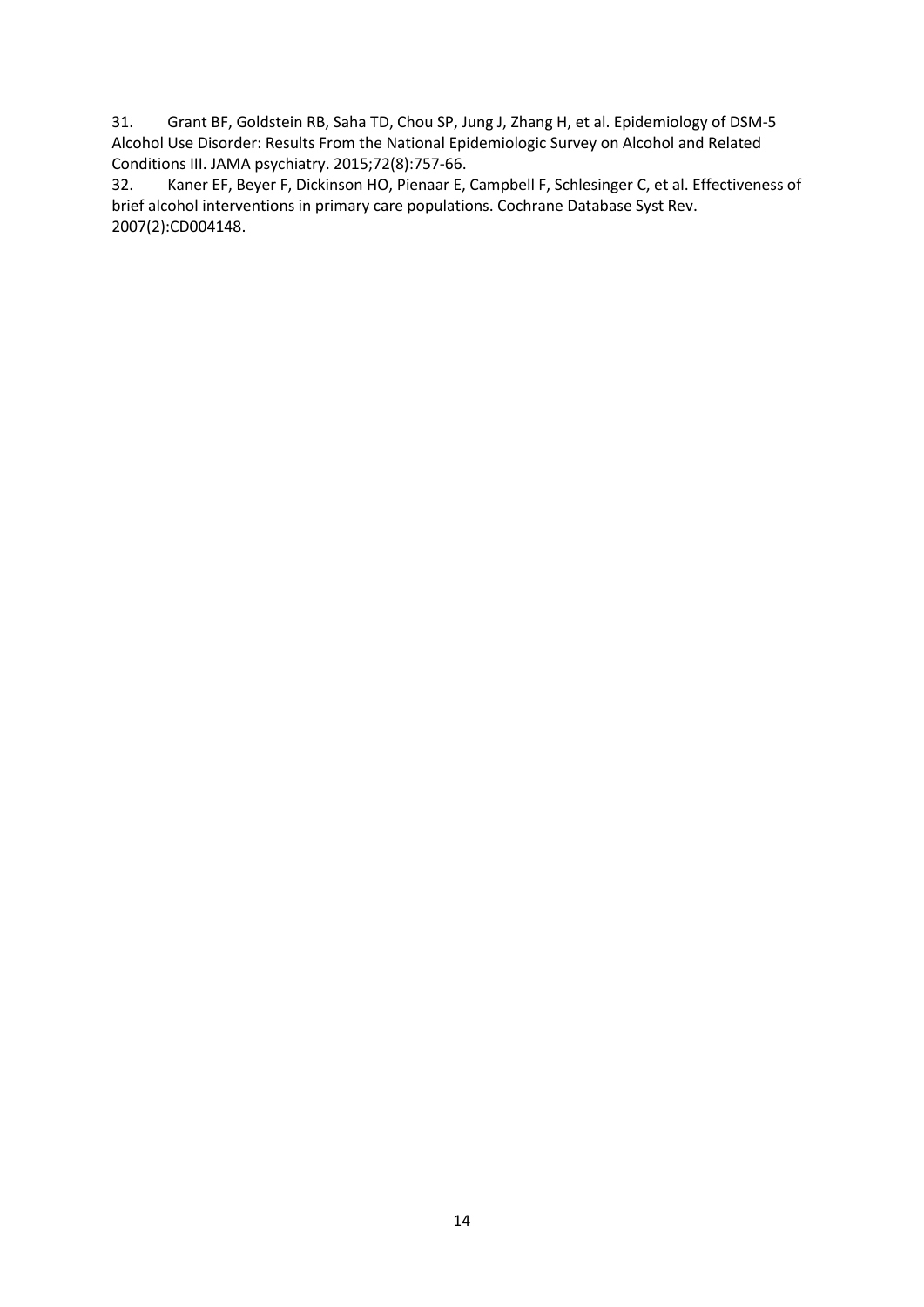31. Grant BF, Goldstein RB, Saha TD, Chou SP, Jung J, Zhang H, et al. Epidemiology of DSM-5 Alcohol Use Disorder: Results From the National Epidemiologic Survey on Alcohol and Related Conditions III. JAMA psychiatry. 2015;72(8):757-66.

32. Kaner EF, Beyer F, Dickinson HO, Pienaar E, Campbell F, Schlesinger C, et al. Effectiveness of brief alcohol interventions in primary care populations. Cochrane Database Syst Rev. 2007(2):CD004148.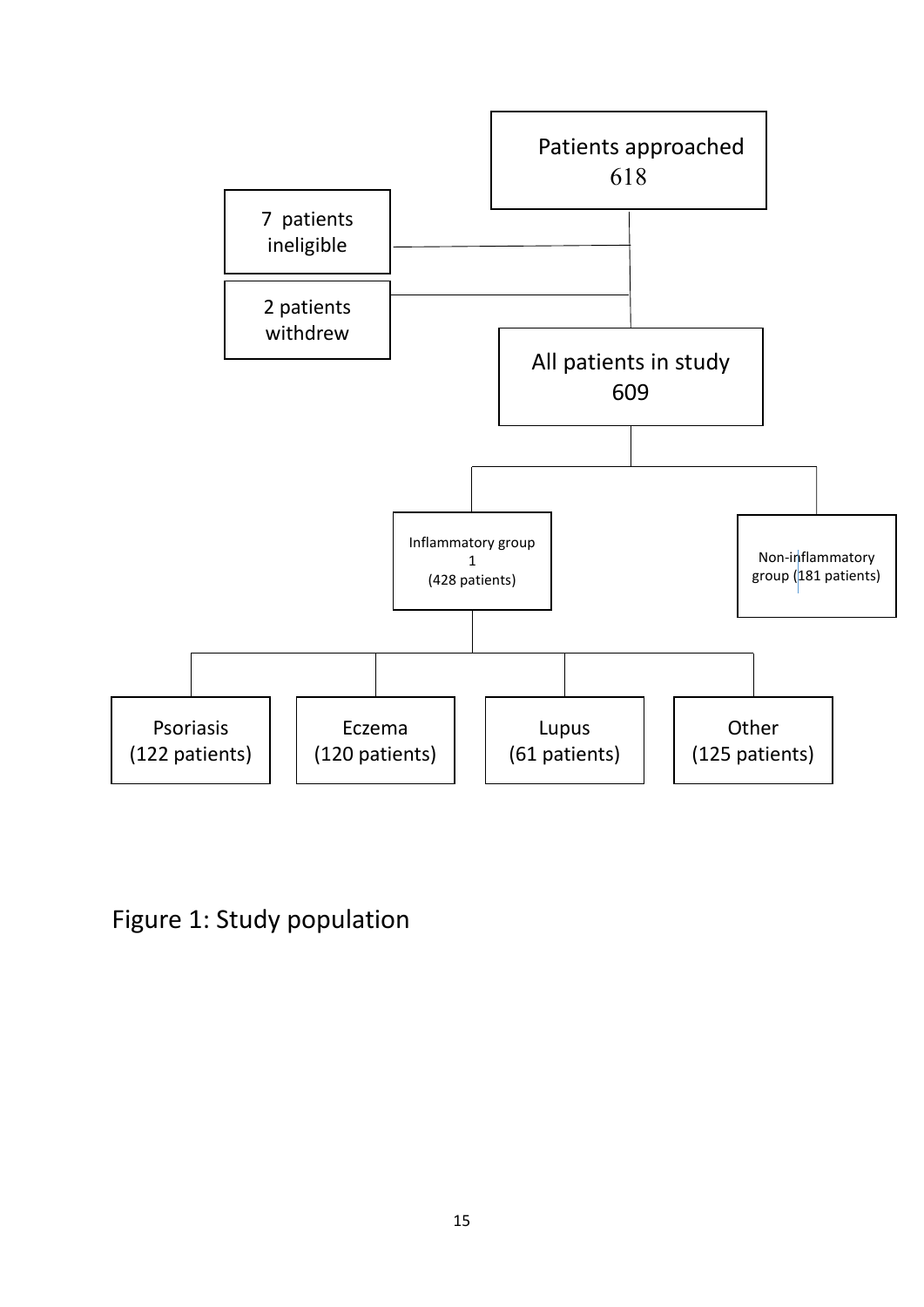Patients approached
618

7 patients ineligible

2 patients withdrew

All patients in study
609

Inflammatory group 1
(428 patients)

Non-inflammatory group (181 patients)

Psoriasis
(122 patients)

Eczema
(120 patients)

Lupus
(61 patients)

Other
(125 patients)

Figure 1: Study population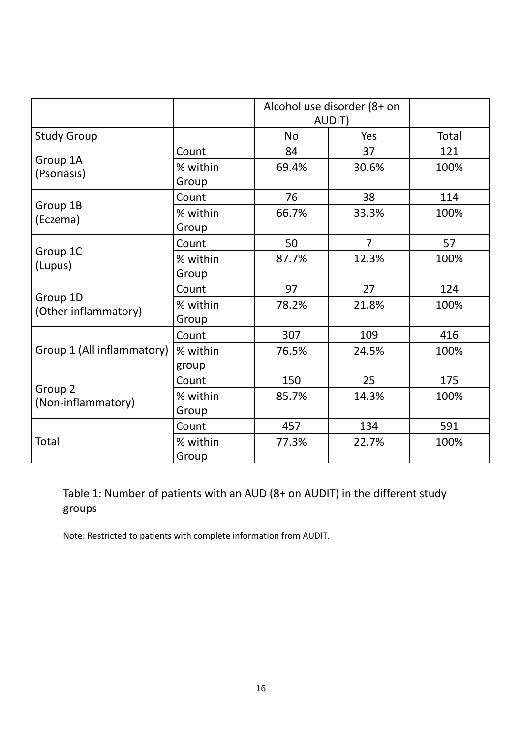| | | Alcohol use disorder (8+ on AUDIT) | | |
|---|---|---|---|---|
| Study Group | | No | Yes | Total |
| Group 1A (Psoriasis) | Count | 84 | 37 | 121 |
| | % within Group | 69.4% | 30.6% | 100% |
| Group 1B (Eczema) | Count | 76 | 38 | 114 |
| | % within Group | 66.7% | 33.3% | 100% |
| Group 1C (Lupus) | Count | 50 | 7 | 57 |
| | % within Group | 87.7% | 12.3% | 100% |
| Group 1D (Other inflammatory) | Count | 97 | 27 | 124 |
| | % within Group | 78.2% | 21.8% | 100% |
| Group 1 (All inflammatory) | Count | 307 | 109 | 416 |
| | % within group | 76.5% | 24.5% | 100% |
| Group 2 (Non-inflammatory) | Count | 150 | 25 | 175 |
| | % within Group | 85.7% | 14.3% | 100% |
| Total | Count | 457 | 134 | 591 |
| | % within Group | 77.3% | 22.7% | 100% |

Table 1: Number of patients with an AUD (8+ on AUDIT) in the different study groups

Note: Restricted to patients with complete information from AUDIT.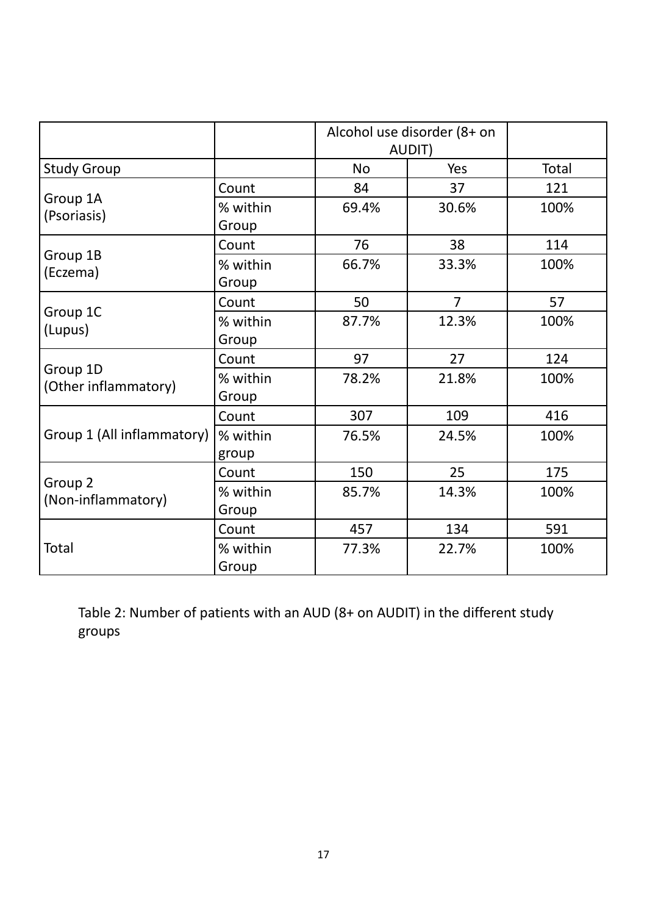| | | Alcohol use disorder (8+ on AUDIT) | | |
|---|---|---|---|---|
| Study Group | | No | Yes | Total |
| Group 1A (Psoriasis) | Count | 84 | 37 | 121 |
| | % within Group | 69.4% | 30.6% | 100% |
| Group 1B (Eczema) | Count | 76 | 38 | 114 |
| | % within Group | 66.7% | 33.3% | 100% |
| Group 1C (Lupus) | Count | 50 | 7 | 57 |
| | % within Group | 87.7% | 12.3% | 100% |
| Group 1D (Other inflammatory) | Count | 97 | 27 | 124 |
| | % within Group | 78.2% | 21.8% | 100% |
| Group 1 (All inflammatory) | Count | 307 | 109 | 416 |
| | % within group | 76.5% | 24.5% | 100% |
| Group 2 (Non-inflammatory) | Count | 150 | 25 | 175 |
| | % within Group | 85.7% | 14.3% | 100% |
| Total | Count | 457 | 134 | 591 |
| | % within Group | 77.3% | 22.7% | 100% |

Table 2: Number of patients with an AUD (8+ on AUDIT) in the different study groups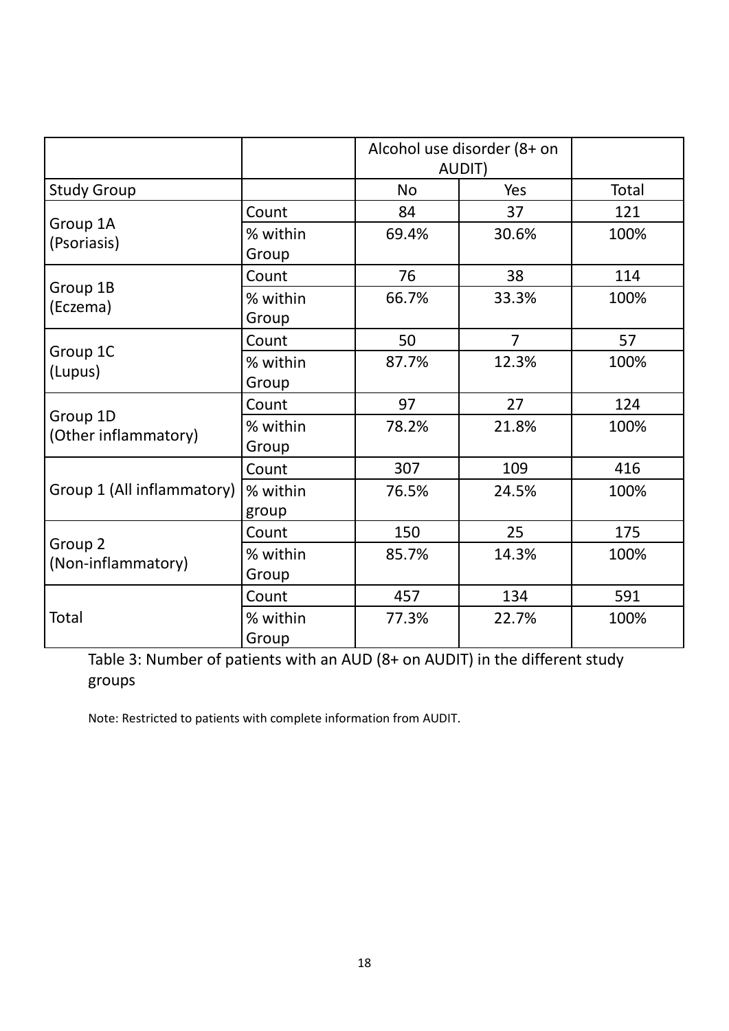| | | Alcohol use disorder (8+ on AUDIT) | | |
|---|---|---|---|---|
| Study Group | | No | Yes | Total |
| Group 1A (Psoriasis) | Count | 84 | 37 | 121 |
| | % within Group | 69.4% | 30.6% | 100% |
| Group 1B (Eczema) | Count | 76 | 38 | 114 |
| | % within Group | 66.7% | 33.3% | 100% |
| Group 1C (Lupus) | Count | 50 | 7 | 57 |
| | % within Group | 87.7% | 12.3% | 100% |
| Group 1D (Other inflammatory) | Count | 97 | 27 | 124 |
| | % within Group | 78.2% | 21.8% | 100% |
| Group 1 (All inflammatory) | Count | 307 | 109 | 416 |
| | % within group | 76.5% | 24.5% | 100% |
| Group 2 (Non-inflammatory) | Count | 150 | 25 | 175 |
| | % within Group | 85.7% | 14.3% | 100% |
| Total | Count | 457 | 134 | 591 |
| | % within Group | 77.3% | 22.7% | 100% |

Table 3: Number of patients with an AUD (8+ on AUDIT) in the different study groups

Note: Restricted to patients with complete information from AUDIT.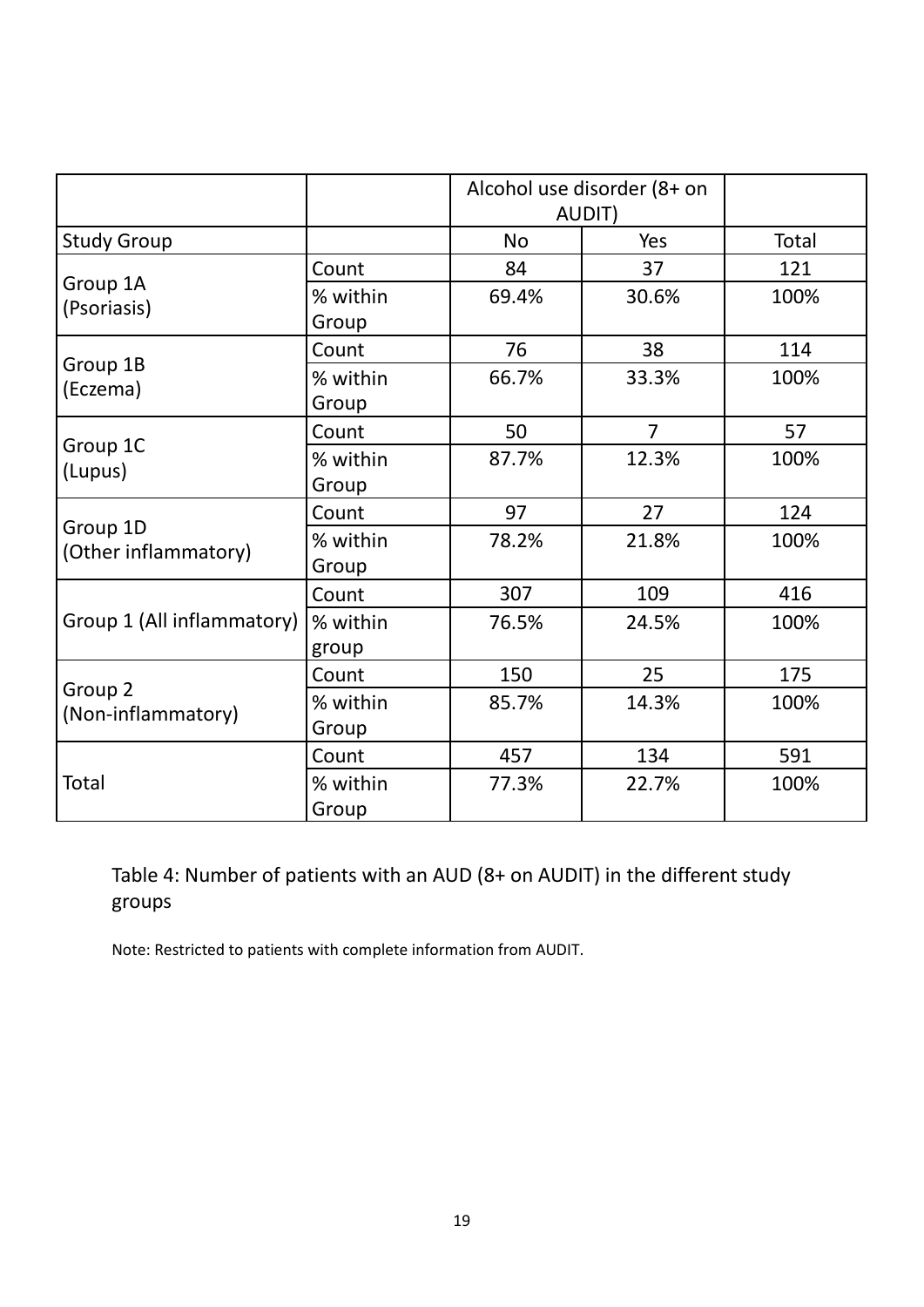| | | Alcohol use disorder (8+ on AUDIT) | | |
|---|---|---|---|---|
| Study Group | | No | Yes | Total |
| Group 1A (Psoriasis) | Count | 84 | 37 | 121 |
| | % within Group | 69.4% | 30.6% | 100% |
| Group 1B (Eczema) | Count | 76 | 38 | 114 |
| | % within Group | 66.7% | 33.3% | 100% |
| Group 1C (Lupus) | Count | 50 | 7 | 57 |
| | % within Group | 87.7% | 12.3% | 100% |
| Group 1D (Other inflammatory) | Count | 97 | 27 | 124 |
| | % within Group | 78.2% | 21.8% | 100% |
| Group 1 (All inflammatory) | Count | 307 | 109 | 416 |
| | % within group | 76.5% | 24.5% | 100% |
| Group 2 (Non-inflammatory) | Count | 150 | 25 | 175 |
| | % within Group | 85.7% | 14.3% | 100% |
| Total | Count | 457 | 134 | 591 |
| | % within Group | 77.3% | 22.7% | 100% |

Table 4: Number of patients with an AUD (8+ on AUDIT) in the different study groups

Note: Restricted to patients with complete information from AUDIT.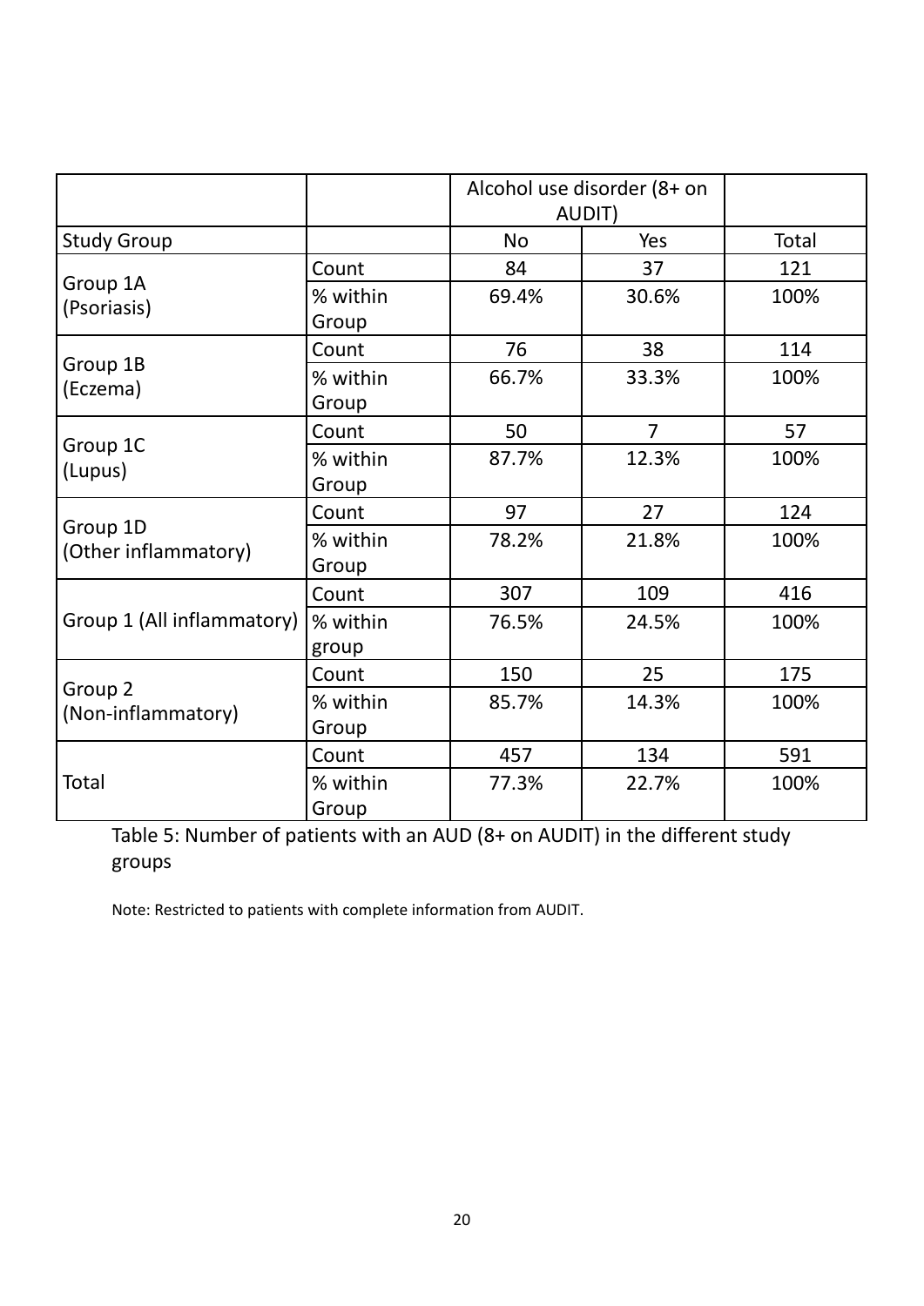| | | Alcohol use disorder (8+ on AUDIT) | | |
|---|---|---|---|---|
| Study Group | | No | Yes | Total |
| Group 1A (Psoriasis) | Count | 84 | 37 | 121 |
| | % within Group | 69.4% | 30.6% | 100% |
| Group 1B (Eczema) | Count | 76 | 38 | 114 |
| | % within Group | 66.7% | 33.3% | 100% |
| Group 1C (Lupus) | Count | 50 | 7 | 57 |
| | % within Group | 87.7% | 12.3% | 100% |
| Group 1D (Other inflammatory) | Count | 97 | 27 | 124 |
| | % within Group | 78.2% | 21.8% | 100% |
| Group 1 (All inflammatory) | Count | 307 | 109 | 416 |
| | % within group | 76.5% | 24.5% | 100% |
| Group 2 (Non-inflammatory) | Count | 150 | 25 | 175 |
| | % within Group | 85.7% | 14.3% | 100% |
| Total | Count | 457 | 134 | 591 |
| | % within Group | 77.3% | 22.7% | 100% |

Table 5: Number of patients with an AUD (8+ on AUDIT) in the different study groups

Note: Restricted to patients with complete information from AUDIT.